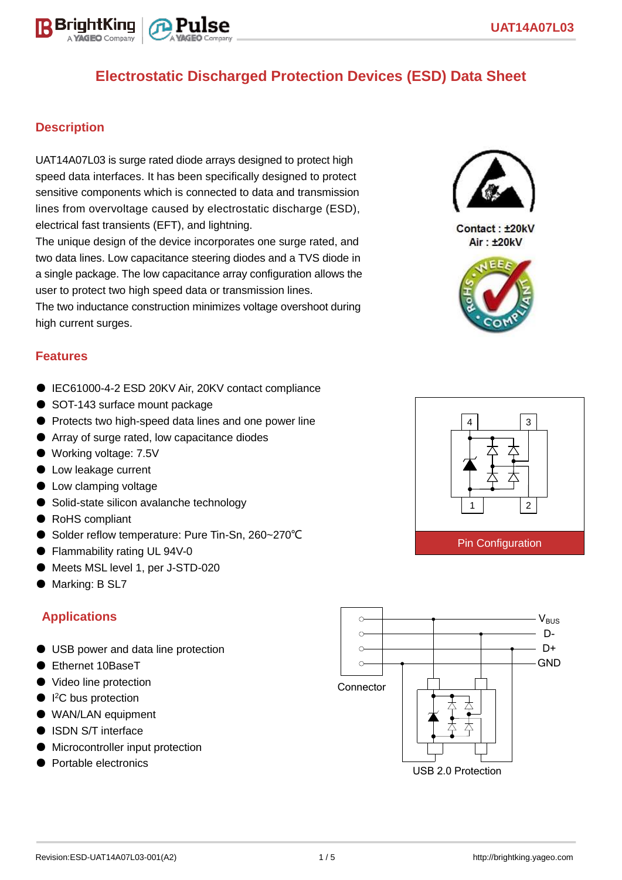# Electrostatic Discharged Protection Devices (ESD) Data Sheet

## Description

UAT14A07L03 is surge rated diode arrays designed to protect high speed data interfaces. It has been specifically designed to protect sensitive components which is connected to data and transmission lines from overvoltage caused by electrostatic discharge (ESD), electrical fast transients (EFT), and lightning.

The unique design of the device incorporates one surge rated, and two data lines. Low capacitance steering diodes and a TVS diode in a single package. The low capacitance array configuration allows the user to protect two high speed data or transmission lines.

The two inductance construction minimizes voltage overshoot during high current surges.

Contact : ±20kV
Air : ±20kV

## Features

- IEC61000-4-2 ESD 20KV Air, 20KV contact compliance
- SOT-143 surface mount package
- Protects two high-speed data lines and one power line
- Array of surge rated, low capacitance diodes
- Working voltage: 7.5V
- Low leakage current
- Low clamping voltage
- Solid-state silicon avalanche technology
- RoHS compliant
- Solder reflow temperature: Pure Tin-Sn, 260~270℃
- Flammability rating UL 94V-0
- Meets MSL level 1, per J-STD-020
- Marking: B SL7

Pin Configuration

## Applications

- USB power and data line protection
- Ethernet 10BaseT
- Video line protection
- I$^2$C bus protection
- WAN/LAN equipment
- ISDN S/T interface
- Microcontroller input protection
- Portable electronics

$V_{BUS}$ D- D+ GND

Connector

USB 2.0 Protection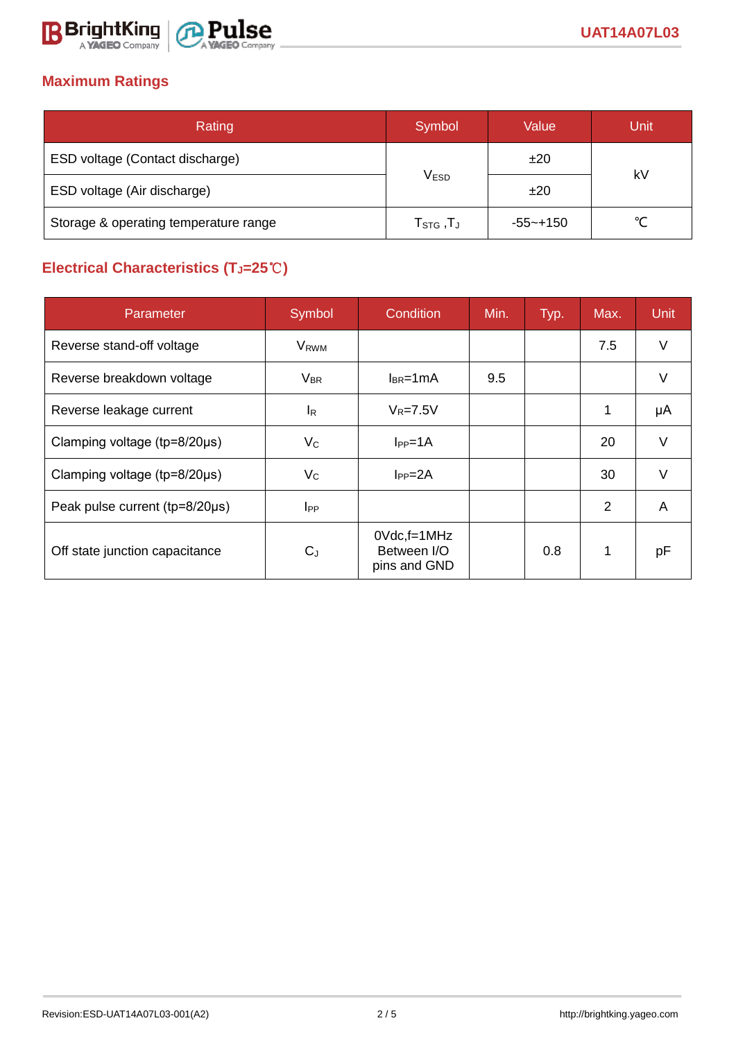## Maximum Ratings

| Rating | Symbol | Value | Unit |
|---|---|---|---|
| ESD voltage (Contact discharge) | $V_{ESD}$ | ±20 | kV |
| ESD voltage (Air discharge) | | ±20 | |
| Storage & operating temperature range | $T_{STG}$ ,$T_J$ | -55~+150 | ℃ |

## Electrical Characteristics ($T_J$=25℃)

| Parameter | Symbol | Condition | Min. | Typ. | Max. | Unit |
|---|---|---|---|---|---|---|
| Reverse stand-off voltage | $V_{RWM}$ | | | | 7.5 | V |
| Reverse breakdown voltage | $V_{BR}$ | $I_{BR}$=1mA | 9.5 | | | V |
| Reverse leakage current | $I_R$ | $V_R$=7.5V | | | 1 | µA |
| Clamping voltage (tp=8/20µs) | $V_C$ | $I_{PP}$=1A | | | 20 | V |
| Clamping voltage (tp=8/20µs) | $V_C$ | $I_{PP}$=2A | | | 30 | V |
| Peak pulse current (tp=8/20µs) | $I_{PP}$ | | | | 2 | A |
| Off state junction capacitance | $C_J$ | 0Vdc,f=1MHz Between I/O pins and GND | | 0.8 | 1 | pF |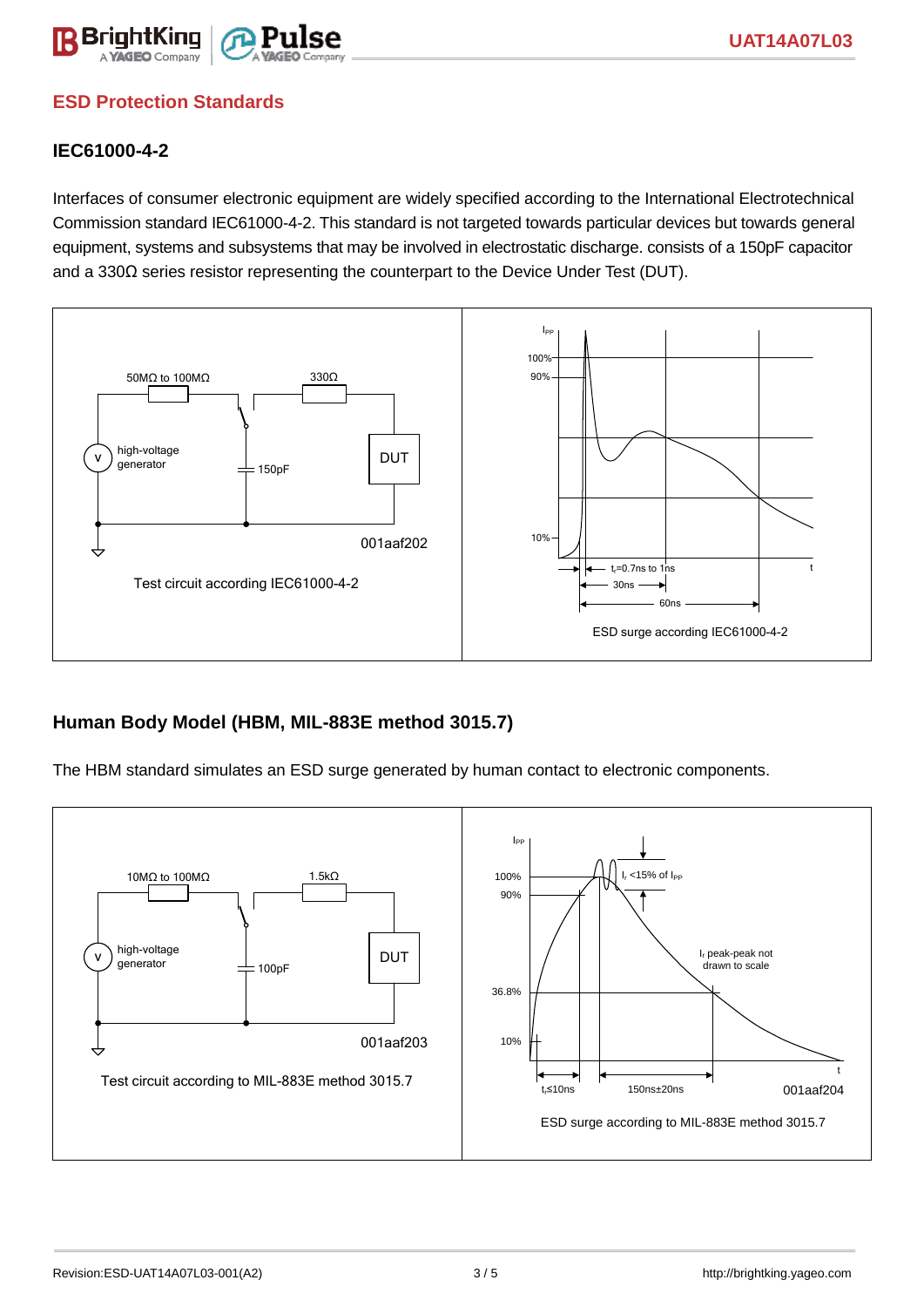## ESD Protection Standards

### IEC61000-4-2

Interfaces of consumer electronic equipment are widely specified according to the International Electrotechnical Commission standard IEC61000-4-2. This standard is not targeted towards particular devices but towards general equipment, systems and subsystems that may be involved in electrostatic discharge. consists of a 150pF capacitor and a 330Ω series resistor representing the counterpart to the Device Under Test (DUT).

Test circuit according IEC61000-4-2

ESD surge according IEC61000-4-2

### Human Body Model (HBM, MIL-883E method 3015.7)

The HBM standard simulates an ESD surge generated by human contact to electronic components.

Test circuit according to MIL-883E method 3015.7

ESD surge according to MIL-883E method 3015.7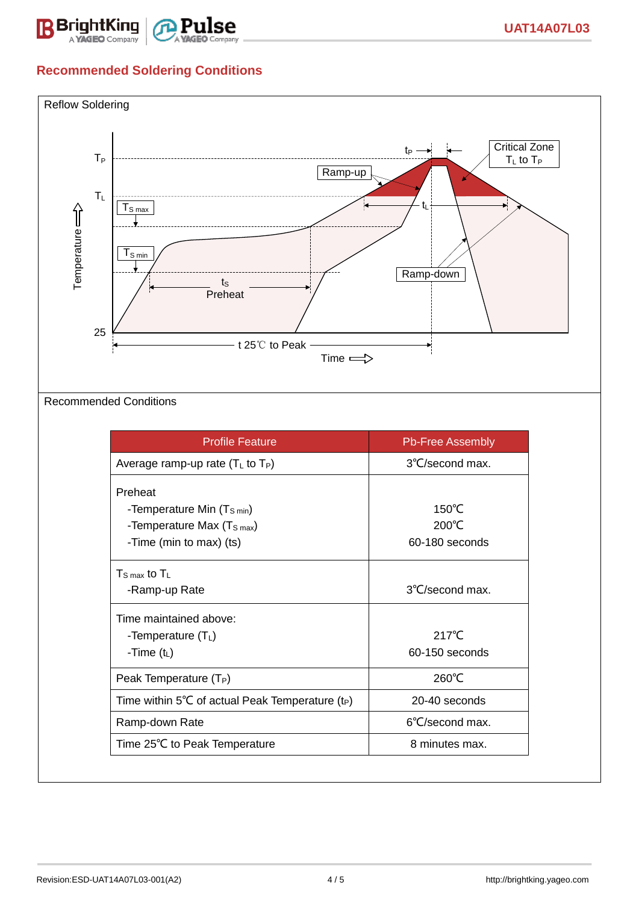## Recommended Soldering Conditions

Reflow Soldering

Recommended Conditions

| Profile Feature | Pb-Free Assembly |
| --- | --- |
| Average ramp-up rate ($T_L$ to $T_P$) | 3℃/second max. |
| Preheat<br>-Temperature Min ($T_{S\,min}$)<br>-Temperature Max ($T_{S\,max}$)<br>-Time (min to max) (ts) | <br>150℃<br>200℃<br>60-180 seconds |
| $T_{S\,max}$ to $T_L$<br>-Ramp-up Rate | <br>3℃/second max. |
| Time maintained above:<br>-Temperature ($T_L$)<br>-Time ($t_L$) | <br>217℃<br>60-150 seconds |
| Peak Temperature ($T_P$) | 260℃ |
| Time within 5℃ of actual Peak Temperature ($t_P$) | 20-40 seconds |
| Ramp-down Rate | 6℃/second max. |
| Time 25℃ to Peak Temperature | 8 minutes max. |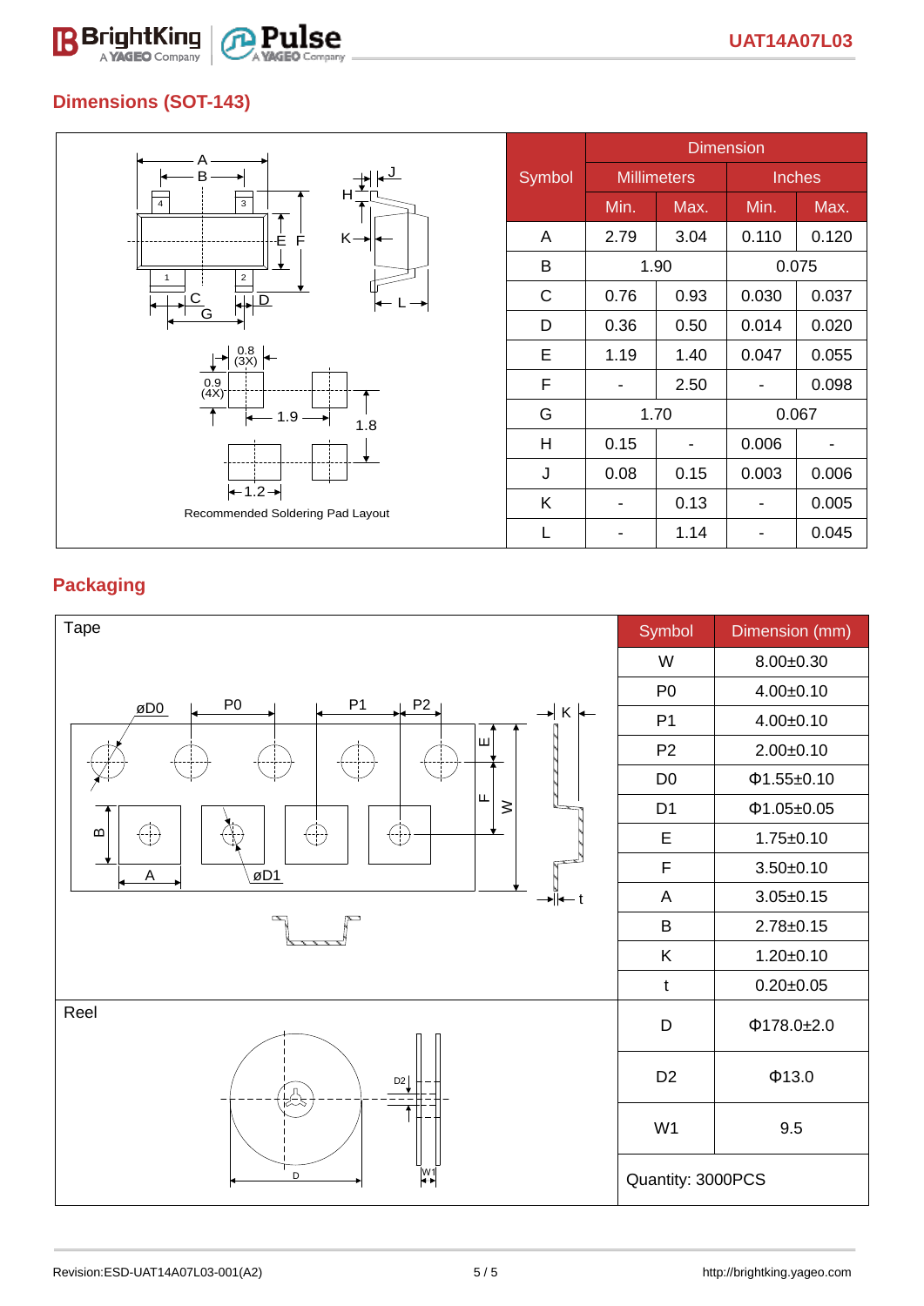## Dimensions (SOT-143)

A
B
J
H
4
3
E F
K
1
2
C
D
G
L

0.8 (3X)
0.9 (4X)
1.9
1.8
1.2

Recommended Soldering Pad Layout

| Symbol | Dimension | | | |
|---|---|---|---|---|
| | Millimeters | | Inches | |
| | Min. | Max. | Min. | Max. |
| A | 2.79 | 3.04 | 0.110 | 0.120 |
| B | 1.90 | | 0.075 | |
| C | 0.76 | 0.93 | 0.030 | 0.037 |
| D | 0.36 | 0.50 | 0.014 | 0.020 |
| E | 1.19 | 1.40 | 0.047 | 0.055 |
| F | - | 2.50 | - | 0.098 |
| G | 1.70 | | 0.067 | |
| H | 0.15 | - | 0.006 | - |
| J | 0.08 | 0.15 | 0.003 | 0.006 |
| K | - | 0.13 | - | 0.005 |
| L | - | 1.14 | - | 0.045 |

## Packaging

Tape

øD0
P0
P1
P2
K
E
F
W
B
A
øD1
t

Reel

D2
D
W1

| Symbol | Dimension (mm) |
|---|---|
| W | 8.00±0.30 |
| P0 | 4.00±0.10 |
| P1 | 4.00±0.10 |
| P2 | 2.00±0.10 |
| D0 | Φ1.55±0.10 |
| D1 | Φ1.05±0.05 |
| E | 1.75±0.10 |
| F | 3.50±0.10 |
| A | 3.05±0.15 |
| B | 2.78±0.15 |
| K | 1.20±0.10 |
| t | 0.20±0.05 |
| D | Φ178.0±2.0 |
| D2 | Φ13.0 |
| W1 | 9.5 |
| Quantity: 3000PCS | |

Revision:ESD-UAT14A07L03-001(A2)

http://brightking.yageo.com